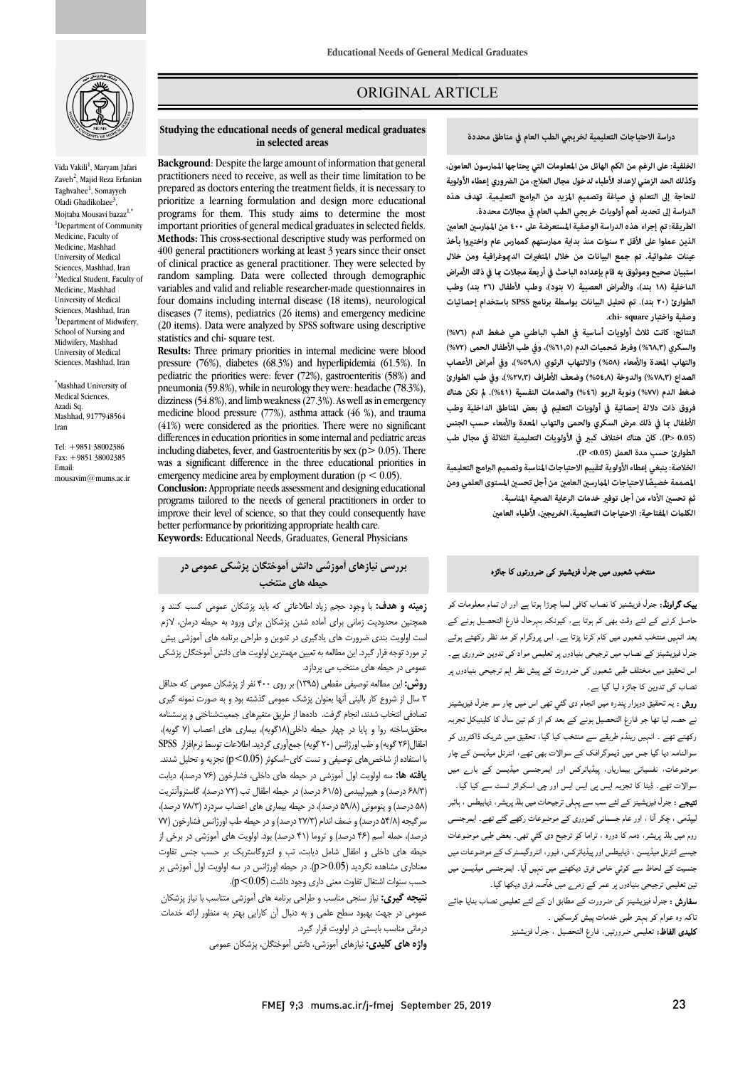ORIGINAL ARTICLE

## Studying the educational needs of general medical graduates in selected areas

Vida Vakili[1], Maryam Jafari Zaveh[2], Majid Reza Erfanian Taghvahee[1], Somayyeh Oladi Ghadikolaee[3], Mojtaba Mousavi bazaz[1,*]

[1]Department of Community Medicine, Faculty of Medicine, Mashhad University of Medical Sciences, Mashhad, Iran
[2]Medical Student, Faculty of Medicine, Mashhad University of Medical Sciences, Mashhad, Iran
[3]Department of Midwifery, School of Nursing and Midwifery, Mashhad University of Medical Sciences, Mashhad, Iran

*Mashhad University of Medical Sciences, Azadi Sq. Mashhad, 9177948564 Iran

Tel: +9851 38002386
Fax: +9851 38002385
Email: mousavim@mums.ac.ir

**Background**: Despite the large amount of information that general practitioners need to receive, as well as their time limitation to be prepared as doctors entering the treatment fields, it is necessary to prioritize a learning formulation and design more educational programs for them. This study aims to determine the most important priorities of general medical graduates in selected fields.

**Methods:** This cross-sectional descriptive study was performed on 400 general practitioners working at least 3 years since their onset of clinical practice as general practitioner. They were selected by random sampling. Data were collected through demographic variables and valid and reliable researcher-made questionnaires in four domains including internal disease (18 items), neurological diseases (7 items), pediatrics (26 items) and emergency medicine (20 items). Data were analyzed by SPSS software using descriptive statistics and chi- square test.

**Results:** Three primary priorities in internal medicine were blood pressure (76%), diabetes (68.3%) and hyperlipidemia (61.5%). In pediatric the priorities were: fever (72%), gastroenteritis (58%) and pneumonia (59.8%), while in neurology they were: headache (78.3%), dizziness (54.8%), and limb weakness (27.3%). As well as in emergency medicine blood pressure (77%), asthma attack (46 %), and trauma (41%) were considered as the priorities. There were no significant differences in education priorities in some internal and pediatric areas including diabetes, fever, and Gastroenteritis by sex ($p > 0.05$). There was a significant difference in the three educational priorities in emergency medicine area by employment duration ($p < 0.05$).

**Conclusion:** Appropriate needs assessment and designing educational programs tailored to the needs of general practitioners in order to improve their level of science, so that they could consequently have better performance by prioritizing appropriate health care.

**Keywords:** Educational Needs, Graduates, General Physicians

## دراسة الاحتياجات التعليمية لخريجي الطب العام في مناطق محددة

**الخلفية:** على الرغم من الكم الهائل من المعلومات التي يحتاجها الممارسون العامون، وكذلك الحد الزمني لإعداد الأطباء لدخول مجال العلاج، من الضروري إعطاء الأولوية للحاجة إلى التعلم في صياغة وتصميم المزيد من البرامج التعليمية. تهدف هذه الدراسة إلى تحديد أهم أولويات خريجي الطب العام في مجالات محددة.

**الطريقة:** تم إجراء هذه الدراسة الوصفية المستعرضة على ٤٠٠ من الممارسين العامين الذين عملوا على الأقل ٣ سنوات منذ بداية ممارستهم كممارس عام واختيروا بأخذ عينات عشوائية. تم جمع البيانات من خلال المتغيرات الديموغرافية ومن خلال استبيان صحيح وموثوق به قام بإعداده الباحث في أربعة مجالات بما في ذلك الأمراض الداخلية (١٨ بند)، والأمراض العصبية (٧ بنود)، وطب الأطفال (٢٦ بند) وطب الطوارئ (٢٠ بند). تم تحليل البيانات بواسطة برنامج SPSS باستخدام إحصائيات وصفية واختبار chi- square.

**النتائج:** كانت ثلاث أولويات أساسية في الطب الباطني هي ضغط الدم (٧٦%) والسكري (٦٨,٣%) وفرط شحميات الدم (٦١,٥%)، وفي طب الأطفال الحمى (٧٢%) والتهاب المعدة والأمعاء (٥٨%) والالتهاب الرئوي (٥٩,٨%)، وفي أمراض الأعصاب الصداع (٧٨,٣%) والدوخة (٥٤,٨%) وضعف الأطراف (٢٧,٣%)، وفي طب الطوارئ ضغط الدم (٧٧%) ونوبة الربو (٤٦%) والصدمات النفسية (٤١%). لم تكن هناك فروق ذات دلالة إحصائية في أولويات التعليم في بعض المناطق الداخلية وطب الأطفال بما في ذلك مرض السكري والحمى والتهاب المعدة والأمعاء حسب الجنس (P> 0.05). كان هناك اختلاف كبير في الأولويات التعليمية الثلاثة في مجال طب الطوارئ حسب مدة العمل (P <0.05).

**الخلاصة:** ينبغي إعطاء الأولوية لتقييم الاحتياجات المناسبة وتصميم البرامج التعليمية المصممة خصيصًا لاحتياجات الممارسين العامين من أجل تحسين المستوى العلمي ومن ثم تحسين الأداء من أجل توفير خدمات الرعاية الصحية المناسبة.

**الكلمات المفتاحية:** الاحتياجات التعليمية، الخريجين، الأطباء العامين

## بررسی نیازهای آموزشی دانش آموختگان پزشکی عمومی در حیطه های منتخب

**زمینه و هدف:** با وجود حجم زیاد اطلاعاتی که باید پزشکان عمومی کسب کنند و همچنین محدودیت زمانی برای آماده شدن پزشکان برای ورود به حیطه درمان، لازم است اولویت بندی ضرورت های یادگیری در تدوین و طراحی برنامه های آموزشی بیش تر مورد توجه قرار گیرد. این مطالعه به تعیین مهمترین اولویت های دانش آموختگان پزشکی عمومی در حیطه های منتخب می پردازد.

**روش:** این مطالعه توصیفی مقطعی (۱۳۹۵) بر روی ۴۰۰ نفر از پزشکان عمومی که حداقل ۳ سال از شروع کار بالینی آنها بعنوان پزشک عمومی گذشته بود و به صورت نمونه گیری تصادفی انتخاب شدند، انجام گرفت. داده‌ها از طریق متغیرهای جمعیت‌شناختی و پرسشنامه محقق‌ساخته روا و پایا در چهار حیطه داخلی(۱۸گویه)، بیماری های اعصاب (۷ گویه)، اطفال(۲۶ گویه) و طب اورژانس (۲۰ گویه) جمع‌آوری گردید. اطلاعات توسط نرم‌افزار SPSS با استفاده از شاخص‌های توصیفی و تست کای-اسکوئر (p<0.05) تجزیه و تحلیل شدند.

**یافته ها:** سه اولویت اول آموزشی در حیطه های داخلی، فشارخون (۷۶ درصد)، دیابت (۶۸/۳ درصد) و هیپرلیپیدمی (۶۱/۵ درصد) در حیطه اطفال تب (۷۲ درصد)، گاستروآنتریت (۵۸ درصد) و پنومونی (۵۹/۸ درصد)، در حیطه بیماری های اعصاب سردرد (۷۸/۳ درصد)، سرگیجه (۵۴/۸ درصد) و ضعف اندام (۲۷/۳ درصد) و در حیطه طب اورژانس فشارخون (۷۷ درصد)، حمله آسم (۴۶ درصد) و تروما (۴۱ درصد) بود. اولویت های آموزشی در برخی از حیطه های داخلی و اطفال شامل دیابت، تب و انتروگاستریک بر حسب جنس تفاوت معناداری مشاهده نگردید (p>0.05). در حیطه اورژانس در سه اولویت اول آموزشی بر حسب سنوات اشتغال تفاوت معنی داری وجود داشت (p<0.05).

**نتیجه گیری:** نیاز سنجی مناسب و طراحی برنامه های آموزشی متناسب با نیاز پزشکان عمومی در جهت بهبود سطح علمی و به دنبال آن کارایی بهتر به منظور ارائه خدمات درمانی مناسب بایستی در اولویت قرار گیرد.

**واژه های کلیدی:** نیازهای آموزشی، دانش آموختگان، پزشکان عمومی

## منتخب شعبوں میں جنرل فزیشینز کی ضرورتوں کا جائزہ

**بیک گراونڈ:** جنرل فزیشنیز کا نصاب کافی لمبا چوڑا ہوتا ہے اور ان تمام معلومات کو حاصل کرنے کے لئے وقت بھی کم ہوتا ہے ، کیونکہ انہیں فارغ التحصیل ہونے کے بعد انہیں منتخب شعبوں میں کام کرنا پڑتا ہے۔ اس پروگرام کو مد نظر رکھتے ہوئے جنرل فیزیشینز کے نصاب میں ترجیحی بنیادوں پر تعلیمی مواد کی تدوین ضروری ہے۔ اس تحقیق میں مختلف طبی شعبوں کی ضرورت کے پیش نظر اہم ترجیحی بنیادوں پر نصاب کی تدوین کا جائزہ لیا گیا ہے۔

**روش :** یہ تحقیق دوہزار پندرہ میں انجام دی گئي تھی اس میں چار سو جنرل فیزیشینز نے حصہ لیا تھا جو فارغ التحصیل ہونے کے بعد کم از کم تین سال کا کلینیکل تجربہ رکھتے تھے ۔ انہیں رینڈم طریقے سے منتخب کیا گیا، تحقیق میں شریک ڈاکٹروں کو سوالنامہ دیا گيا جس میں ڈیموگرافک کے سوالات بھی تھے، انٹرنل میڈیسن کے چار موضوعات، نفسیاتی بیماریاں، پیڈیاٹرکس اور ایمرجنسی میڈیسن کے بارے میں سوالات تھے۔ ڈیٹا کا تجزیہ ایس پی ایس ایس اور چی اسکوائر ٹسٹ سے کیا گیا۔

**نتیجے :** جنرل فیزیشینز کے لئے سب سے پہلی ترجیحات میں بلڈ پریشر، ذیابیطس ، ہائپر لیپڈمی ، چکر آنا ، اور عام جسمانی کمزوری کے موضوعات رکھے گئے تھے۔ ایمرجنسی روم میں بلڈ پریشر ، دمہ کا دورہ ، تراما کو ترجیح دی گئي تھی۔ بعض طبی موضوعات جیسے انٹرنل میڈیسن ، ذیابیطس اور پیڈیاٹرکس، فیور، انٹروگیسٹرک کے موضوعات میں جنسیت کے لحاظ سے کوئي خاص فرق دیکھنے میں نہیں آیا۔ ایمرجنسی میڈیسن میں تین تعلیمی ترجیحی بنیادوں پر عمر کے زمرے میں خاصہ فرق دیکھا گیا۔

**سفارش :** جنرل فیزیشینز کی ضرورت کے مطابق ان کے لئے تعلیمی نصاب بنایا جائے تاکہ وہ عوام کو بہتر طبی خدمات پیش کرسکیں ۔

**کلیدی الفاظ:** تعلیمی ضرورتیں، فارغ التحصیل ، جنرل فزیشینز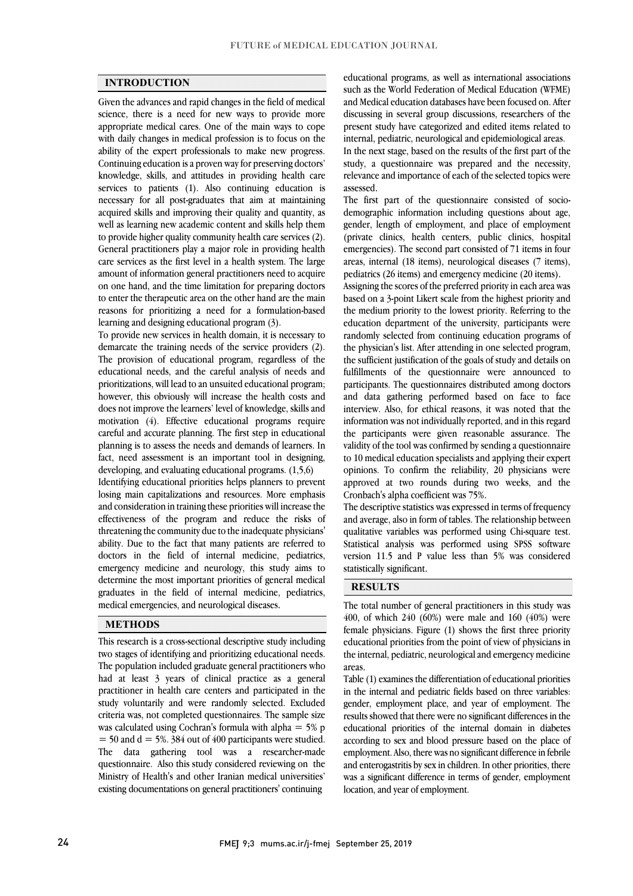## INTRODUCTION

Given the advances and rapid changes in the field of medical science, there is a need for new ways to provide more appropriate medical cares. One of the main ways to cope with daily changes in medical profession is to focus on the ability of the expert professionals to make new progress. Continuing education is a proven way for preserving doctors' knowledge, skills, and attitudes in providing health care services to patients (1). Also continuing education is necessary for all post-graduates that aim at maintaining acquired skills and improving their quality and quantity, as well as learning new academic content and skills help them to provide higher quality community health care services (2). General practitioners play a major role in providing health care services as the first level in a health system. The large amount of information general practitioners need to acquire on one hand, and the time limitation for preparing doctors to enter the therapeutic area on the other hand are the main reasons for prioritizing a need for a formulation-based learning and designing educational program (3).

To provide new services in health domain, it is necessary to demarcate the training needs of the service providers (2). The provision of educational program, regardless of the educational needs, and the careful analysis of needs and prioritizations, will lead to an unsuited educational program; however, this obviously will increase the health costs and does not improve the learners' level of knowledge, skills and motivation (4). Effective educational programs require careful and accurate planning. The first step in educational planning is to assess the needs and demands of learners. In fact, need assessment is an important tool in designing, developing, and evaluating educational programs. (1,5,6)

Identifying educational priorities helps planners to prevent losing main capitalizations and resources. More emphasis and consideration in training these priorities will increase the effectiveness of the program and reduce the risks of threatening the community due to the inadequate physicians' ability. Due to the fact that many patients are referred to doctors in the field of internal medicine, pediatrics, emergency medicine and neurology, this study aims to determine the most important priorities of general medical graduates in the field of internal medicine, pediatrics, medical emergencies, and neurological diseases.

## METHODS

This research is a cross-sectional descriptive study including two stages of identifying and prioritizing educational needs. The population included graduate general practitioners who had at least 3 years of clinical practice as a general practitioner in health care centers and participated in the study voluntarily and were randomly selected. Excluded criteria was, not completed questionnaires. The sample size was calculated using Cochran's formula with alpha = 5% p = 50 and d = 5%. 384 out of 400 participants were studied. The data gathering tool was a researcher-made questionnaire. Also this study considered reviewing on the Ministry of Health's and other Iranian medical universities' existing documentations on general practitioners' continuing educational programs, as well as international associations such as the World Federation of Medical Education (WFME) and Medical education databases have been focused on. After discussing in several group discussions, researchers of the present study have categorized and edited items related to internal, pediatric, neurological and epidemiological areas.

In the next stage, based on the results of the first part of the study, a questionnaire was prepared and the necessity, relevance and importance of each of the selected topics were assessed.

The first part of the questionnaire consisted of socio-demographic information including questions about age, gender, length of employment, and place of employment (private clinics, health centers, public clinics, hospital emergencies). The second part consisted of 71 items in four areas, internal (18 items), neurological diseases (7 items), pediatrics (26 items) and emergency medicine (20 items).

Assigning the scores of the preferred priority in each area was based on a 3-point Likert scale from the highest priority and the medium priority to the lowest priority. Referring to the education department of the university, participants were randomly selected from continuing education programs of the physician's list. After attending in one selected program, the sufficient justification of the goals of study and details on fulfillments of the questionnaire were announced to participants. The questionnaires distributed among doctors and data gathering performed based on face to face interview. Also, for ethical reasons, it was noted that the information was not individually reported, and in this regard the participants were given reasonable assurance. The validity of the tool was confirmed by sending a questionnaire to 10 medical education specialists and applying their expert opinions. To confirm the reliability, 20 physicians were approved at two rounds during two weeks, and the Cronbach's alpha coefficient was 75%.

The descriptive statistics was expressed in terms of frequency and average, also in form of tables. The relationship between qualitative variables was performed using Chi-square test. Statistical analysis was performed using SPSS software version 11.5 and P value less than 5% was considered statistically significant.

## RESULTS

The total number of general practitioners in this study was 400, of which 240 (60%) were male and 160 (40%) were female physicians. Figure (1) shows the first three priority educational priorities from the point of view of physicians in the internal, pediatric, neurological and emergency medicine areas.

Table (1) examines the differentiation of educational priorities in the internal and pediatric fields based on three variables: gender, employment place, and year of employment. The results showed that there were no significant differences in the educational priorities of the internal domain in diabetes according to sex and blood pressure based on the place of employment. Also, there was no significant difference in febrile and enterogastritis by sex in children. In other priorities, there was a significant difference in terms of gender, employment location, and year of employment.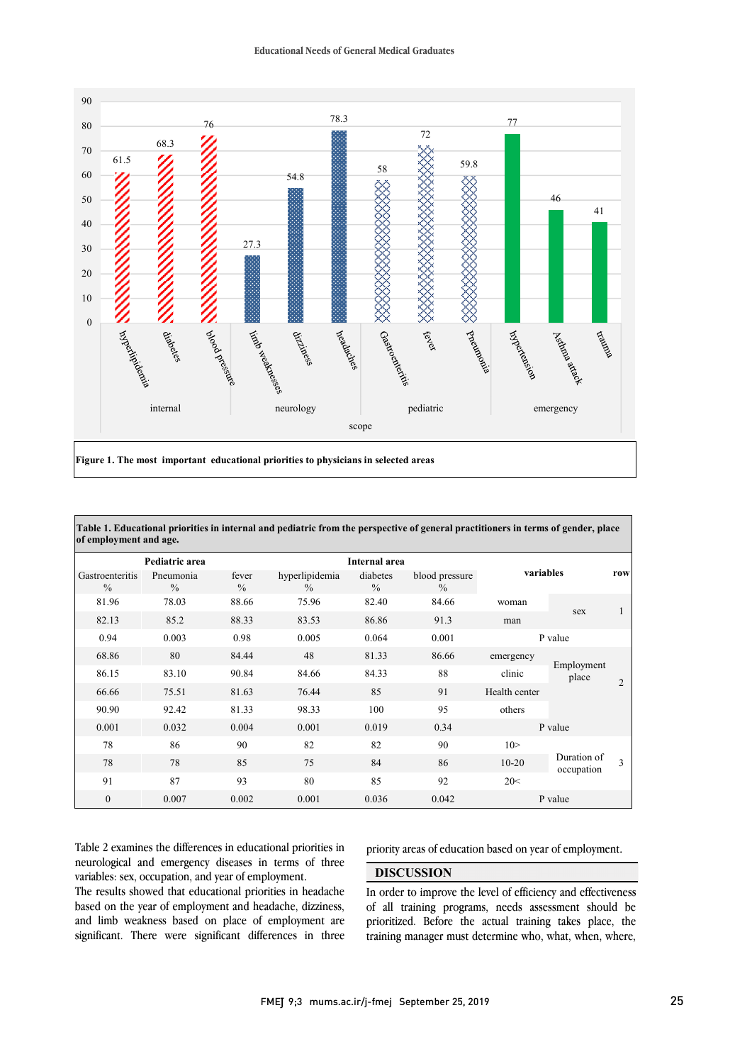Figure 1. The most important educational priorities to physicians in selected areas

| Pediatric area | | | Internal area | | | variables | | row |
|---|---|---|---|---|---|---|---|---|
| Gastroenteritis % | Pneumonia % | fever % | hyperlipidemia % | diabetes % | blood pressure % | | | |
| 81.96 | 78.03 | 88.66 | 75.96 | 82.40 | 84.66 | woman | sex | 1 |
| 82.13 | 85.2 | 88.33 | 83.53 | 86.86 | 91.3 | man | | |
| 0.94 | 0.003 | 0.98 | 0.005 | 0.064 | 0.001 | P value | | |
| 68.86 | 80 | 84.44 | 48 | 81.33 | 86.66 | emergency | Employment place | 2 |
| 86.15 | 83.10 | 90.84 | 84.66 | 84.33 | 88 | clinic | | |
| 66.66 | 75.51 | 81.63 | 76.44 | 85 | 91 | Health center | | |
| 90.90 | 92.42 | 81.33 | 98.33 | 100 | 95 | others | | |
| 0.001 | 0.032 | 0.004 | 0.001 | 0.019 | 0.34 | P value | | |
| 78 | 86 | 90 | 82 | 82 | 90 | 10> | Duration of occupation | 3 |
| 78 | 78 | 85 | 75 | 84 | 86 | 10-20 | | |
| 91 | 87 | 93 | 80 | 85 | 92 | 20< | | |
| 0 | 0.007 | 0.002 | 0.001 | 0.036 | 0.042 | P value | | |

**Table 1. Educational priorities in internal and pediatric from the perspective of general practitioners in terms of gender, place of employment and age.**

Table 2 examines the differences in educational priorities in neurological and emergency diseases in terms of three variables: sex, occupation, and year of employment.

The results showed that educational priorities in headache based on the year of employment and headache, dizziness, and limb weakness based on place of employment are significant. There were significant differences in three priority areas of education based on year of employment.

## DISCUSSION

In order to improve the level of efficiency and effectiveness of all training programs, needs assessment should be prioritized. Before the actual training takes place, the training manager must determine who, what, when, where,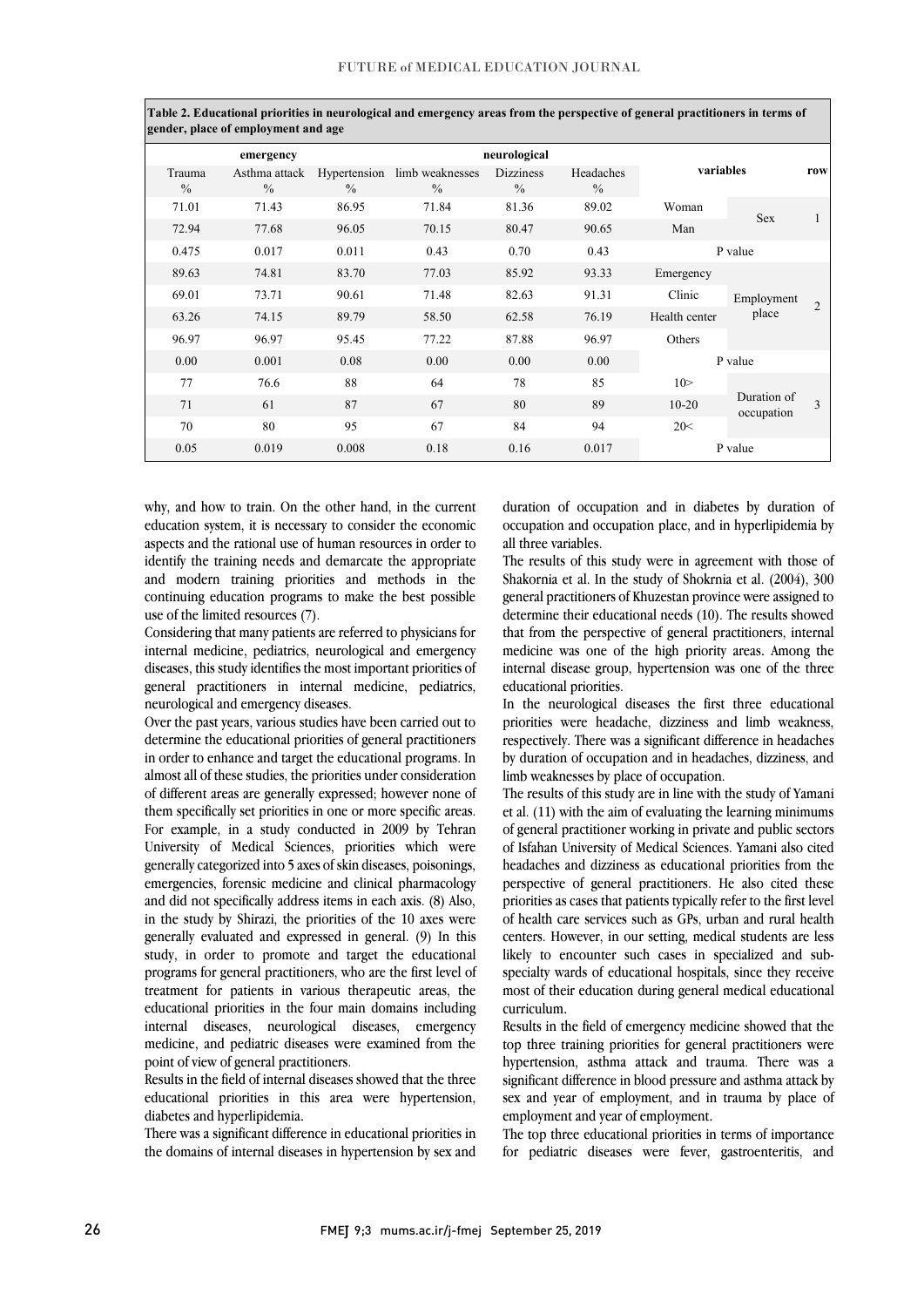**Table 2. Educational priorities in neurological and emergency areas from the perspective of general practitioners in terms of gender, place of employment and age**

| emergency | | | neurological | | | variables | | row |
|---|---|---|---|---|---|---|---|---|
| Trauma % | Asthma attack % | Hypertension % | limb weaknesses % | Dizziness % | Headaches % | | | |
| 71.01 | 71.43 | 86.95 | 71.84 | 81.36 | 89.02 | Woman | Sex | 1 |
| 72.94 | 77.68 | 96.05 | 70.15 | 80.47 | 90.65 | Man | | |
| 0.475 | 0.017 | 0.011 | 0.43 | 0.70 | 0.43 | P value | | |
| 89.63 | 74.81 | 83.70 | 77.03 | 85.92 | 93.33 | Emergency | Employment place | 2 |
| 69.01 | 73.71 | 90.61 | 71.48 | 82.63 | 91.31 | Clinic | | |
| 63.26 | 74.15 | 89.79 | 58.50 | 62.58 | 76.19 | Health center | | |
| 96.97 | 96.97 | 95.45 | 77.22 | 87.88 | 96.97 | Others | | |
| 0.00 | 0.001 | 0.08 | 0.00 | 0.00 | 0.00 | P value | | |
| 77 | 76.6 | 88 | 64 | 78 | 85 | 10> | Duration of occupation | 3 |
| 71 | 61 | 87 | 67 | 80 | 89 | 10-20 | | |
| 70 | 80 | 95 | 67 | 84 | 94 | 20< | | |
| 0.05 | 0.019 | 0.008 | 0.18 | 0.16 | 0.017 | P value | | |

why, and how to train. On the other hand, in the current education system, it is necessary to consider the economic aspects and the rational use of human resources in order to identify the training needs and demarcate the appropriate and modern training priorities and methods in the continuing education programs to make the best possible use of the limited resources (7).

Considering that many patients are referred to physicians for internal medicine, pediatrics, neurological and emergency diseases, this study identifies the most important priorities of general practitioners in internal medicine, pediatrics, neurological and emergency diseases.

Over the past years, various studies have been carried out to determine the educational priorities of general practitioners in order to enhance and target the educational programs. In almost all of these studies, the priorities under consideration of different areas are generally expressed; however none of them specifically set priorities in one or more specific areas. For example, in a study conducted in 2009 by Tehran University of Medical Sciences, priorities which were generally categorized into 5 axes of skin diseases, poisonings, emergencies, forensic medicine and clinical pharmacology and did not specifically address items in each axis. (8) Also, in the study by Shirazi, the priorities of the 10 axes were generally evaluated and expressed in general. (9) In this study, in order to promote and target the educational programs for general practitioners, who are the first level of treatment for patients in various therapeutic areas, the educational priorities in the four main domains including internal diseases, neurological diseases, emergency medicine, and pediatric diseases were examined from the point of view of general practitioners.

Results in the field of internal diseases showed that the three educational priorities in this area were hypertension, diabetes and hyperlipidemia.

There was a significant difference in educational priorities in the domains of internal diseases in hypertension by sex and duration of occupation and in diabetes by duration of occupation and occupation place, and in hyperlipidemia by all three variables.

The results of this study were in agreement with those of Shakornia et al. In the study of Shokrnia et al. (2004), 300 general practitioners of Khuzestan province were assigned to determine their educational needs (10). The results showed that from the perspective of general practitioners, internal medicine was one of the high priority areas. Among the internal disease group, hypertension was one of the three educational priorities.

In the neurological diseases the first three educational priorities were headache, dizziness and limb weakness, respectively. There was a significant difference in headaches by duration of occupation and in headaches, dizziness, and limb weaknesses by place of occupation.

The results of this study are in line with the study of Yamani et al. (11) with the aim of evaluating the learning minimums of general practitioner working in private and public sectors of Isfahan University of Medical Sciences. Yamani also cited headaches and dizziness as educational priorities from the perspective of general practitioners. He also cited these priorities as cases that patients typically refer to the first level of health care services such as GPs, urban and rural health centers. However, in our setting, medical students are less likely to encounter such cases in specialized and sub-specialty wards of educational hospitals, since they receive most of their education during general medical educational curriculum.

Results in the field of emergency medicine showed that the top three training priorities for general practitioners were hypertension, asthma attack and trauma. There was a significant difference in blood pressure and asthma attack by sex and year of employment, and in trauma by place of employment and year of employment.

The top three educational priorities in terms of importance for pediatric diseases were fever, gastroenteritis, and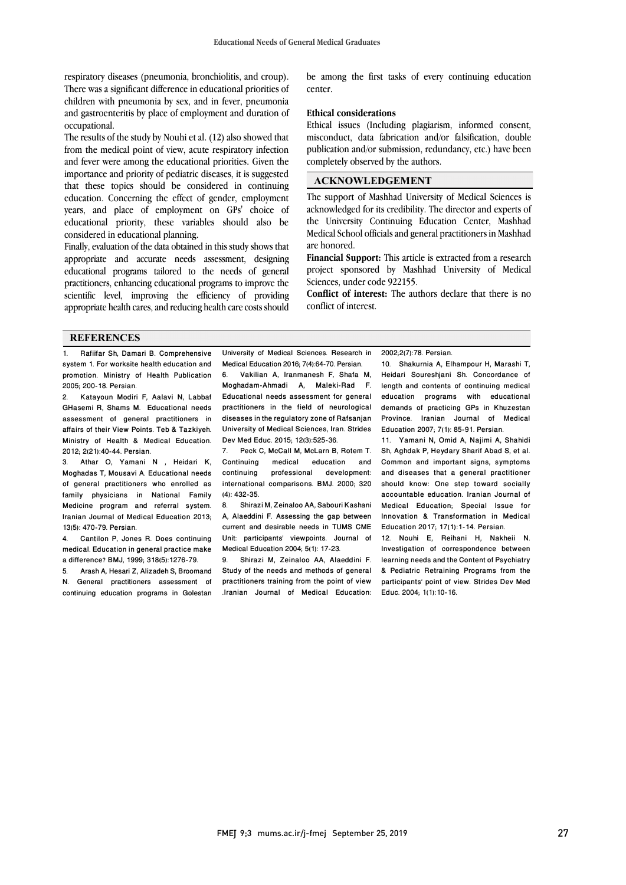respiratory diseases (pneumonia, bronchiolitis, and croup). There was a significant difference in educational priorities of children with pneumonia by sex, and in fever, pneumonia and gastroenteritis by place of employment and duration of occupational.

The results of the study by Nouhi et al. (12) also showed that from the medical point of view, acute respiratory infection and fever were among the educational priorities. Given the importance and priority of pediatric diseases, it is suggested that these topics should be considered in continuing education. Concerning the effect of gender, employment years, and place of employment on GPs' choice of educational priority, these variables should also be considered in educational planning.

Finally, evaluation of the data obtained in this study shows that appropriate and accurate needs assessment, designing educational programs tailored to the needs of general practitioners, enhancing educational programs to improve the scientific level, improving the efficiency of providing appropriate health cares, and reducing health care costs should be among the first tasks of every continuing education center.

### Ethical considerations

Ethical issues (Including plagiarism, informed consent, misconduct, data fabrication and/or falsification, double publication and/or submission, redundancy, etc.) have been completely observed by the authors.

## ACKNOWLEDGEMENT

The support of Mashhad University of Medical Sciences is acknowledged for its credibility. The director and experts of the University Continuing Education Center, Mashhad Medical School officials and general practitioners in Mashhad are honored.

**Financial Support:** This article is extracted from a research project sponsored by Mashhad University of Medical Sciences, under code 922155.

**Conflict of interest:** The authors declare that there is no conflict of interest.

## REFERENCES

1. Rafiifar Sh, Damari B. Comprehensive system 1. For worksite health education and promotion. Ministry of Health Publication 2005; 200-18. Persian.
2. Katayoun Modiri F, Aalavi N, Labbaf GHasemi R, Shams M. Educational needs assessment of general practitioners in affairs of their View Points. Teb & Tazkiyeh. Ministry of Health & Medical Education. 2012; 2(21):40-44. Persian.
3. Athar O, Yamani N , Heidari K, Moghadas T, Mousavi A. Educational needs of general practitioners who enrolled as family physicians in National Family Medicine program and referral system. Iranian Journal of Medical Education 2013; 13(5): 470-79. Persian.
4. Cantilon P, Jones R. Does continuing medical. Education in general practice make a difference? BMJ, 1999; 318(5):1276-79.
5. Arash A, Hesari Z, Alizadeh S, Broomand N. General practitioners assessment of continuing education programs in Golestan University of Medical Sciences. Research in Medical Education 2016; 7(4):64-70. Persian.
6. Vakilian A, Iranmanesh F, Shafa M, Moghadam-Ahmadi A, Maleki-Rad F. Educational needs assessment for general practitioners in the field of neurological diseases in the regulatory zone of Rafsanjan University of Medical Sciences, Iran. Strides Dev Med Educ. 2015; 12(3):525-36.
7. Peck C, McCall M, McLarn B, Rotem T. Continuing medical education and continuing professional development: international comparisons. BMJ. 2000; 320 (4): 432-35.
8. Shirazi M, Zeinaloo AA, Sabouri Kashani A, Alaeddini F. Assessing the gap between current and desirable needs in TUMS CME Unit: participants' viewpoints. Journal of Medical Education 2004; 5(1): 17-23.
9. Shirazi M, Zeinaloo AA, Alaeddini F. Study of the needs and methods of general practitioners training from the point of view .Iranian Journal of Medical Education: 2002;2(7):78. Persian.
10. Shakurnia A, Elhampour H, Marashi T, Heidari Soureshjani Sh. Concordance of length and contents of continuing medical education programs with educational demands of practicing GPs in Khuzestan Province. Iranian Journal of Medical Education 2007; 7(1): 85-91. Persian.
11. Yamani N, Omid A, Najimi A, Shahidi Sh, Aghdak P, Heydary Sharif Abad S, et al. Common and important signs, symptoms and diseases that a general practitioner should know: One step toward socially accountable education. Iranian Journal of Medical Education; Special Issue for Innovation & Transformation in Medical Education 2017; 17(1):1-14. Persian.
12. Nouhi E, Reihani H, Nakheii N. Investigation of correspondence between learning needs and the Content of Psychiatry & Pediatric Retraining Programs from the participants' point of view. Strides Dev Med Educ. 2004; 1(1):10-16.